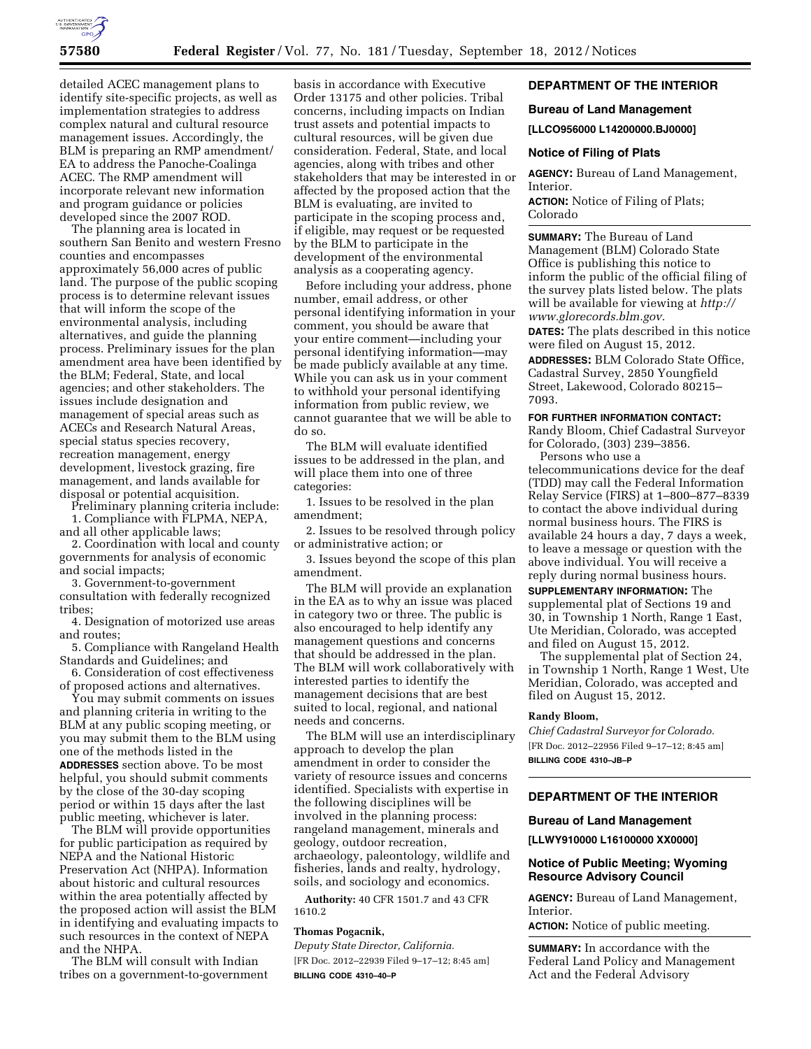detailed ACEC management plans to identify site-specific projects, as well as implementation strategies to address complex natural and cultural resource management issues. Accordingly, the BLM is preparing an RMP amendment/ EA to address the Panoche-Coalinga ACEC. The RMP amendment will incorporate relevant new information and program guidance or policies developed since the 2007 ROD.

The planning area is located in southern San Benito and western Fresno counties and encompasses approximately 56,000 acres of public land. The purpose of the public scoping process is to determine relevant issues that will inform the scope of the environmental analysis, including alternatives, and guide the planning process. Preliminary issues for the plan amendment area have been identified by the BLM; Federal, State, and local agencies; and other stakeholders. The issues include designation and management of special areas such as ACECs and Research Natural Areas, special status species recovery, recreation management, energy development, livestock grazing, fire management, and lands available for disposal or potential acquisition.

Preliminary planning criteria include:

1. Compliance with FLPMA, NEPA, and all other applicable laws;
2. Coordination with local and county governments for analysis of economic and social impacts;
3. Government-to-government consultation with federally recognized tribes;
4. Designation of motorized use areas and routes;
5. Compliance with Rangeland Health Standards and Guidelines; and
6. Consideration of cost effectiveness of proposed actions and alternatives.

You may submit comments on issues and planning criteria in writing to the BLM at any public scoping meeting, or you may submit them to the BLM using one of the methods listed in the **ADDRESSES** section above. To be most helpful, you should submit comments by the close of the 30-day scoping period or within 15 days after the last public meeting, whichever is later.

The BLM will provide opportunities for public participation as required by NEPA and the National Historic Preservation Act (NHPA). Information about historic and cultural resources within the area potentially affected by the proposed action will assist the BLM in identifying and evaluating impacts to such resources in the context of NEPA and the NHPA.

The BLM will consult with Indian tribes on a government-to-government basis in accordance with Executive Order 13175 and other policies. Tribal concerns, including impacts on Indian trust assets and potential impacts to cultural resources, will be given due consideration. Federal, State, and local agencies, along with tribes and other stakeholders that may be interested in or affected by the proposed action that the BLM is evaluating, are invited to participate in the scoping process and, if eligible, may request or be requested by the BLM to participate in the development of the environmental analysis as a cooperating agency.

Before including your address, phone number, email address, or other personal identifying information in your comment, you should be aware that your entire comment—including your personal identifying information—may be made publicly available at any time. While you can ask us in your comment to withhold your personal identifying information from public review, we cannot guarantee that we will be able to do so.

The BLM will evaluate identified issues to be addressed in the plan, and will place them into one of three categories:

1. Issues to be resolved in the plan amendment;
2. Issues to be resolved through policy or administrative action; or
3. Issues beyond the scope of this plan amendment.

The BLM will provide an explanation in the EA as to why an issue was placed in category two or three. The public is also encouraged to help identify any management questions and concerns that should be addressed in the plan. The BLM will work collaboratively with interested parties to identify the management decisions that are best suited to local, regional, and national needs and concerns.

The BLM will use an interdisciplinary approach to develop the plan amendment in order to consider the variety of resource issues and concerns identified. Specialists with expertise in the following disciplines will be involved in the planning process: rangeland management, minerals and geology, outdoor recreation, archaeology, paleontology, wildlife and fisheries, lands and realty, hydrology, soils, and sociology and economics.

**Authority:** 40 CFR 1501.7 and 43 CFR 1610.2

**Thomas Pogacnik,**

*Deputy State Director, California.*

[FR Doc. 2012–22939 Filed 9–17–12; 8:45 am]

**BILLING CODE 4310–40–P**

---

## DEPARTMENT OF THE INTERIOR

### Bureau of Land Management

**[LLCO956000 L14200000.BJ0000]**

### Notice of Filing of Plats

**AGENCY:** Bureau of Land Management, Interior.

**ACTION:** Notice of Filing of Plats; Colorado

**SUMMARY:** The Bureau of Land Management (BLM) Colorado State Office is publishing this notice to inform the public of the official filing of the survey plats listed below. The plats will be available for viewing at *http://www.glorecords.blm.gov.*

**DATES:** The plats described in this notice were filed on August 15, 2012.

**ADDRESSES:** BLM Colorado State Office, Cadastral Survey, 2850 Youngfield Street, Lakewood, Colorado 80215–7093.

**FOR FURTHER INFORMATION CONTACT:** Randy Bloom, Chief Cadastral Surveyor for Colorado, (303) 239–3856.

Persons who use a telecommunications device for the deaf (TDD) may call the Federal Information Relay Service (FIRS) at 1–800–877–8339 to contact the above individual during normal business hours. The FIRS is available 24 hours a day, 7 days a week, to leave a message or question with the above individual. You will receive a reply during normal business hours.

**SUPPLEMENTARY INFORMATION:** The supplemental plat of Sections 19 and 30, in Township 1 North, Range 1 East, Ute Meridian, Colorado, was accepted and filed on August 15, 2012.

The supplemental plat of Section 24, in Township 1 North, Range 1 West, Ute Meridian, Colorado, was accepted and filed on August 15, 2012.

**Randy Bloom,**

*Chief Cadastral Surveyor for Colorado.*

[FR Doc. 2012–22956 Filed 9–17–12; 8:45 am]

**BILLING CODE 4310–JB–P**

---

## DEPARTMENT OF THE INTERIOR

### Bureau of Land Management

**[LLWY910000 L16100000 XX0000]**

### Notice of Public Meeting; Wyoming Resource Advisory Council

**AGENCY:** Bureau of Land Management, Interior.

**ACTION:** Notice of public meeting.

**SUMMARY:** In accordance with the Federal Land Policy and Management Act and the Federal Advisory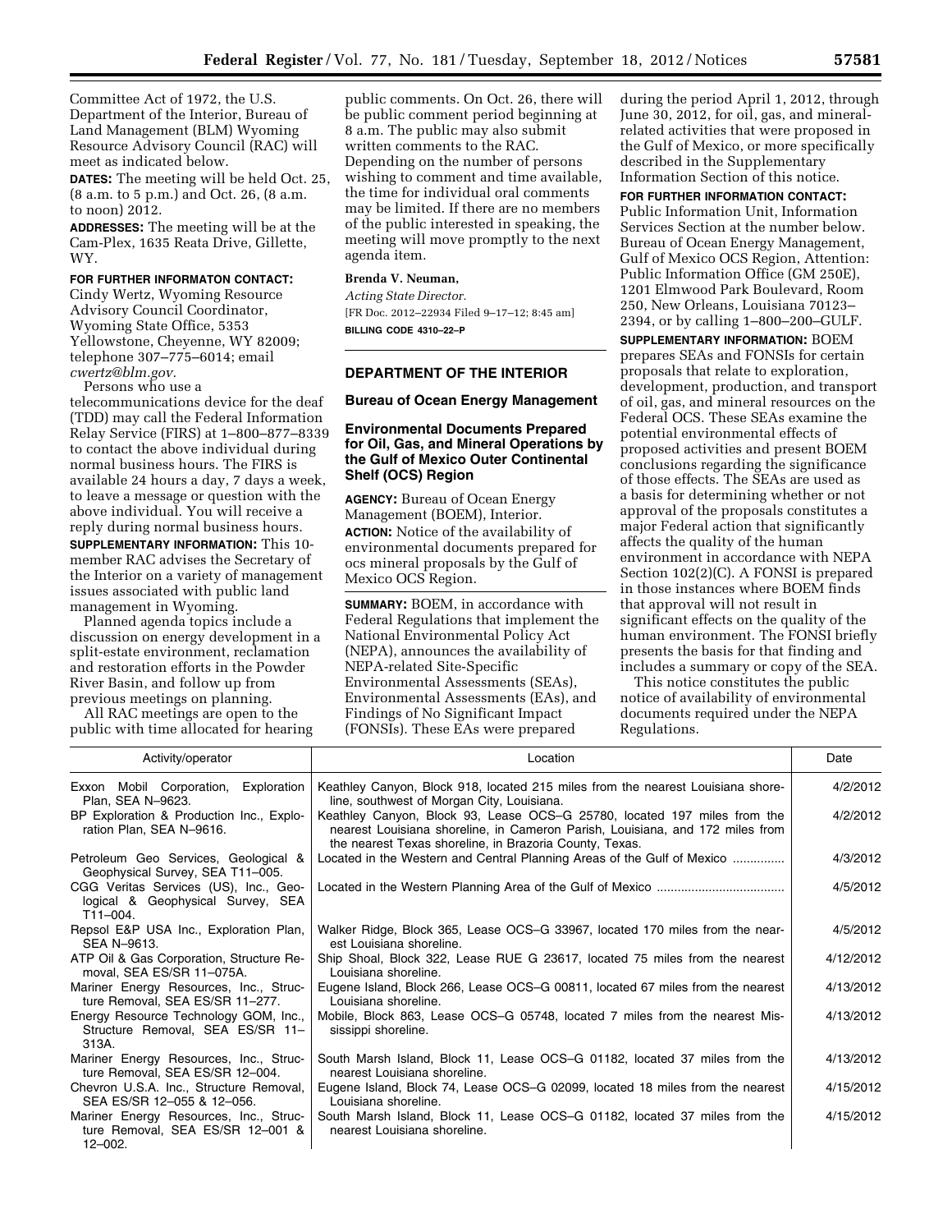Committee Act of 1972, the U.S. Department of the Interior, Bureau of Land Management (BLM) Wyoming Resource Advisory Council (RAC) will meet as indicated below.

**DATES:** The meeting will be held Oct. 25, (8 a.m. to 5 p.m.) and Oct. 26, (8 a.m. to noon) 2012.

**ADDRESSES:** The meeting will be at the Cam-Plex, 1635 Reata Drive, Gillette, WY.

**FOR FURTHER INFORMATON CONTACT:** Cindy Wertz, Wyoming Resource Advisory Council Coordinator, Wyoming State Office, 5353 Yellowstone, Cheyenne, WY 82009; telephone 307–775–6014; email *cwertz@blm.gov*.

Persons who use a telecommunications device for the deaf (TDD) may call the Federal Information Relay Service (FIRS) at 1–800–877–8339 to contact the above individual during normal business hours. The FIRS is available 24 hours a day, 7 days a week, to leave a message or question with the above individual. You will receive a reply during normal business hours.

**SUPPLEMENTARY INFORMATION:** This 10-member RAC advises the Secretary of the Interior on a variety of management issues associated with public land management in Wyoming.

Planned agenda topics include a discussion on energy development in a split-estate environment, reclamation and restoration efforts in the Powder River Basin, and follow up from previous meetings on planning.

All RAC meetings are open to the public with time allocated for hearing public comments. On Oct. 26, there will be public comment period beginning at 8 a.m. The public may also submit written comments to the RAC. Depending on the number of persons wishing to comment and time available, the time for individual oral comments may be limited. If there are no members of the public interested in speaking, the meeting will move promptly to the next agenda item.

**Brenda V. Neuman,**

*Acting State Director.*

[FR Doc. 2012–22934 Filed 9–17–12; 8:45 am]

**BILLING CODE 4310–22–P**

## DEPARTMENT OF THE INTERIOR

### Bureau of Ocean Energy Management

### Environmental Documents Prepared for Oil, Gas, and Mineral Operations by the Gulf of Mexico Outer Continental Shelf (OCS) Region

**AGENCY:** Bureau of Ocean Energy Management (BOEM), Interior.

**ACTION:** Notice of the availability of environmental documents prepared for ocs mineral proposals by the Gulf of Mexico OCS Region.

**SUMMARY:** BOEM, in accordance with Federal Regulations that implement the National Environmental Policy Act (NEPA), announces the availability of NEPA-related Site-Specific Environmental Assessments (SEAs), Environmental Assessments (EAs), and Findings of No Significant Impact (FONSIs). These EAs were prepared during the period April 1, 2012, through June 30, 2012, for oil, gas, and mineral-related activities that were proposed in the Gulf of Mexico, or more specifically described in the Supplementary Information Section of this notice.

**FOR FURTHER INFORMATION CONTACT:** Public Information Unit, Information Services Section at the number below. Bureau of Ocean Energy Management, Gulf of Mexico OCS Region, Attention: Public Information Office (GM 250E), 1201 Elmwood Park Boulevard, Room 250, New Orleans, Louisiana 70123–2394, or by calling 1–800–200–GULF.

**SUPPLEMENTARY INFORMATION:** BOEM prepares SEAs and FONSIs for certain proposals that relate to exploration, development, production, and transport of oil, gas, and mineral resources on the Federal OCS. These SEAs examine the potential environmental effects of proposed activities and present BOEM conclusions regarding the significance of those effects. The SEAs are used as a basis for determining whether or not approval of the proposals constitutes a major Federal action that significantly affects the quality of the human environment in accordance with NEPA Section 102(2)(C). A FONSI is prepared in those instances where BOEM finds that approval will not result in significant effects on the quality of the human environment. The FONSI briefly presents the basis for that finding and includes a summary or copy of the SEA.

This notice constitutes the public notice of availability of environmental documents required under the NEPA Regulations.

| Activity/operator | Location | Date |
|---|---|---|
| Exxon Mobil Corporation, Exploration Plan, SEA N–9623. | Keathley Canyon, Block 918, located 215 miles from the nearest Louisiana shoreline, southwest of Morgan City, Louisiana. | 4/2/2012 |
| BP Exploration & Production Inc., Exploration Plan, SEA N–9616. | Keathley Canyon, Block 93, Lease OCS–G 25780, located 197 miles from the nearest Louisiana shoreline, in Cameron Parish, Louisiana, and 172 miles from the nearest Texas shoreline, in Brazoria County, Texas. | 4/2/2012 |
| Petroleum Geo Services, Geological & Geophysical Survey, SEA T11–005. | Located in the Western and Central Planning Areas of the Gulf of Mexico ............... | 4/3/2012 |
| CGG Veritas Services (US), Inc., Geological & Geophysical Survey, SEA T11–004. | Located in the Western Planning Area of the Gulf of Mexico .................................... | 4/5/2012 |
| Repsol E&P USA Inc., Exploration Plan, SEA N–9613. | Walker Ridge, Block 365, Lease OCS–G 33967, located 170 miles from the nearest Louisiana shoreline. | 4/5/2012 |
| ATP Oil & Gas Corporation, Structure Removal, SEA ES/SR 11–075A. | Ship Shoal, Block 322, Lease RUE G 23617, located 75 miles from the nearest Louisiana shoreline. | 4/12/2012 |
| Mariner Energy Resources, Inc., Structure Removal, SEA ES/SR 11–277. | Eugene Island, Block 266, Lease OCS–G 00811, located 67 miles from the nearest Louisiana shoreline. | 4/13/2012 |
| Energy Resource Technology GOM, Inc., Structure Removal, SEA ES/SR 11–313A. | Mobile, Block 863, Lease OCS–G 05748, located 7 miles from the nearest Mississippi shoreline. | 4/13/2012 |
| Mariner Energy Resources, Inc., Structure Removal, SEA ES/SR 12–004. | South Marsh Island, Block 11, Lease OCS–G 01182, located 37 miles from the nearest Louisiana shoreline. | 4/13/2012 |
| Chevron U.S.A. Inc., Structure Removal, SEA ES/SR 12–055 & 12–056. | Eugene Island, Block 74, Lease OCS–G 02099, located 18 miles from the nearest Louisiana shoreline. | 4/15/2012 |
| Mariner Energy Resources, Inc., Structure Removal, SEA ES/SR 12–001 & 12–002. | South Marsh Island, Block 11, Lease OCS–G 01182, located 37 miles from the nearest Louisiana shoreline. | 4/15/2012 |